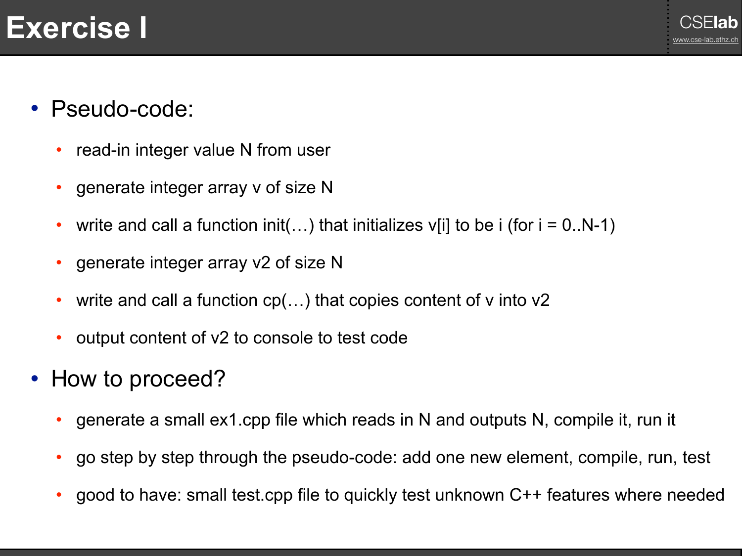# Exercise I

- Pseudo-code:
  - read-in integer value N from user
  - generate integer array v of size N
  - write and call a function init(…) that initializes v[i] to be i (for i = 0..N-1)
  - generate integer array v2 of size N
  - write and call a function cp(…) that copies content of v into v2
  - output content of v2 to console to test code
- How to proceed?
  - generate a small ex1.cpp file which reads in N and outputs N, compile it, run it
  - go step by step through the pseudo-code: add one new element, compile, run, test
  - good to have: small test.cpp file to quickly test unknown C++ features where needed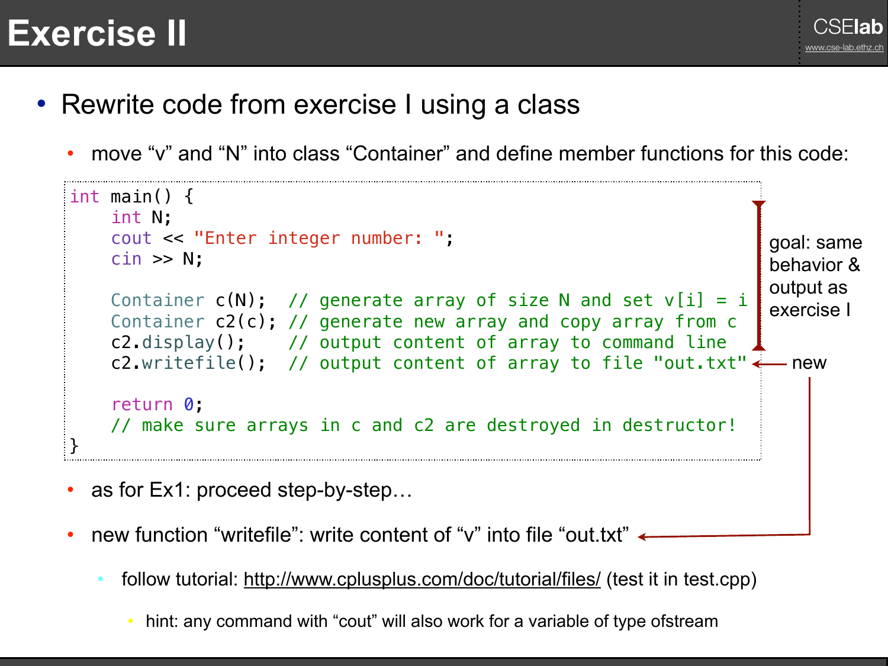# Exercise II

- Rewrite code from exercise I using a class
  - move "v" and "N" into class "Container" and define member functions for this code:

```
int main() {
    int N;
    cout << "Enter integer number: ";
    cin >> N;

    Container c(N);  // generate array of size N and set v[i] = i
    Container c2(c); // generate new array and copy array from c
    c2.display();    // output content of array to command line
    c2.writefile();  // output content of array to file "out.txt"

    return 0;
    // make sure arrays in c and c2 are destroyed in destructor!
}
```

goal: same behavior & output as exercise I

new

  - as for Ex1: proceed step-by-step…
  - new function "writefile": write content of "v" into file "out.txt"
    - follow tutorial: http://www.cplusplus.com/doc/tutorial/files/ (test it in test.cpp)
      - hint: any command with "cout" will also work for a variable of type ofstream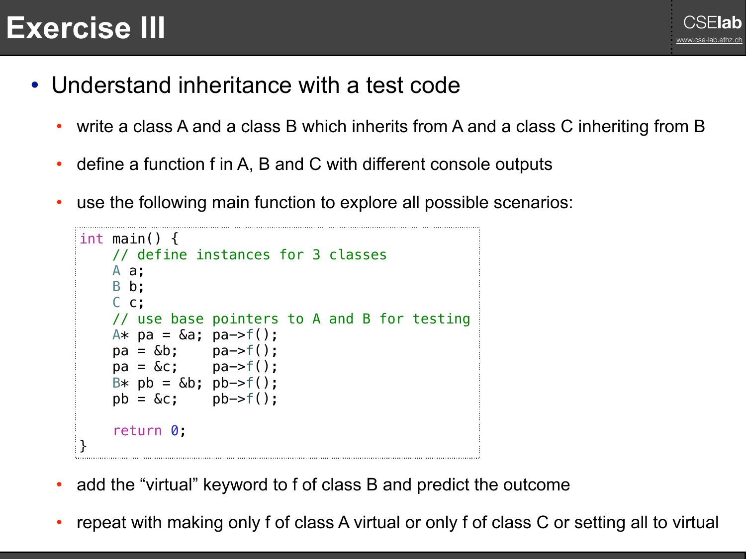# Exercise III

- Understand inheritance with a test code
  - write a class A and a class B which inherits from A and a class C inheriting from B
  - define a function f in A, B and C with different console outputs
  - use the following main function to explore all possible scenarios:

```
int main() {
    // define instances for 3 classes
    A a;
    B b;
    C c;
    // use base pointers to A and B for testing
    A* pa = &a; pa->f();
    pa = &b;    pa->f();
    pa = &c;    pa->f();
    B* pb = &b; pb->f();
    pb = &c;    pb->f();

    return 0;
}
```

  - add the “virtual” keyword to f of class B and predict the outcome
  - repeat with making only f of class A virtual or only f of class C or setting all to virtual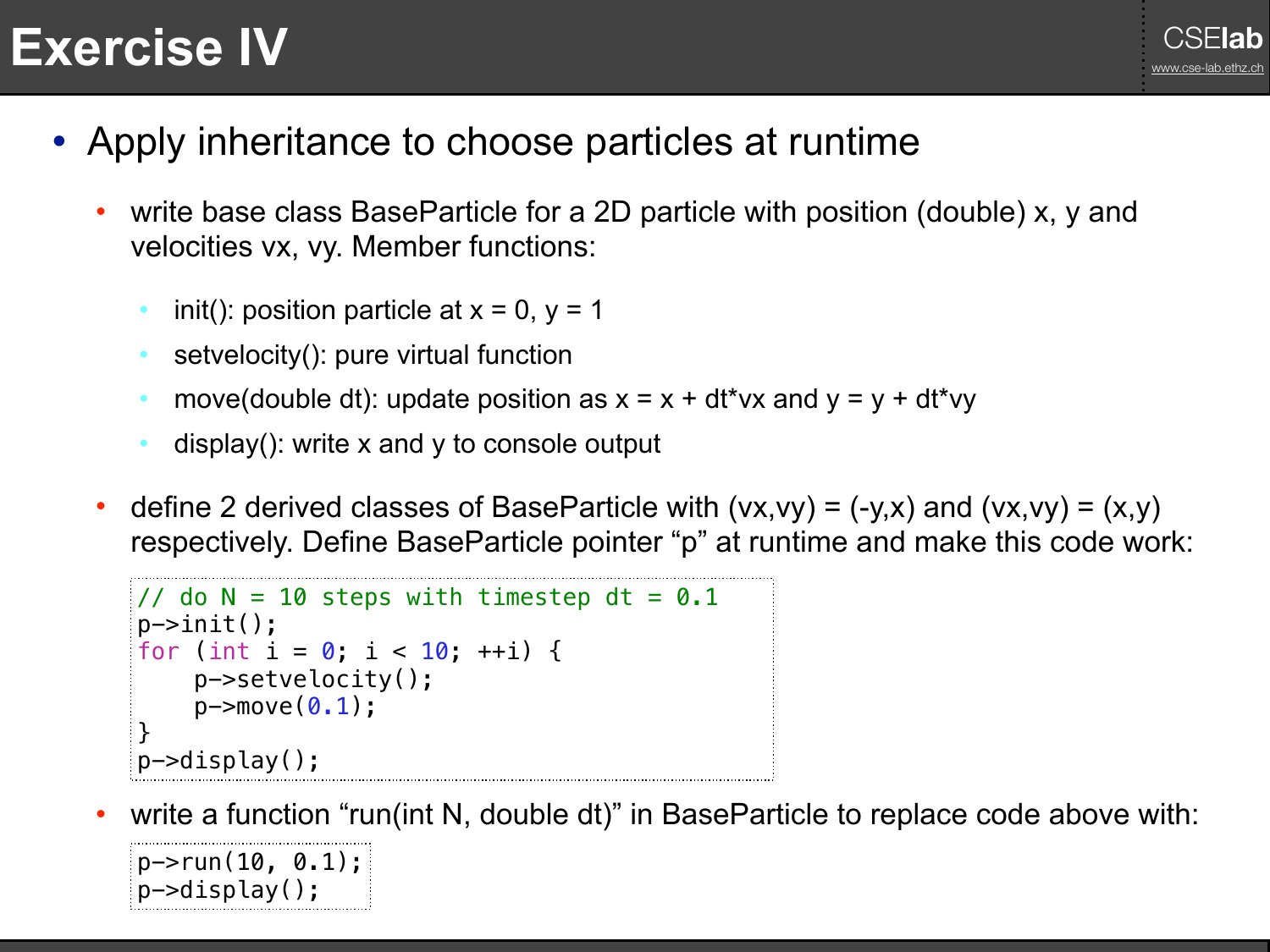# Exercise IV

- Apply inheritance to choose particles at runtime
  - write base class BaseParticle for a 2D particle with position (double) x, y and velocities vx, vy. Member functions:
    - init(): position particle at x = 0, y = 1
    - setvelocity(): pure virtual function
    - move(double dt): update position as x = x + dt*vx and y = y + dt*vy
    - display(): write x and y to console output
  - define 2 derived classes of BaseParticle with (vx,vy) = (-y,x) and (vx,vy) = (x,y) respectively. Define BaseParticle pointer “p” at runtime and make this code work:

```
// do N = 10 steps with timestep dt = 0.1
p->init();
for (int i = 0; i < 10; ++i) {
    p->setvelocity();
    p->move(0.1);
}
p->display();
```

  - write a function “run(int N, double dt)” in BaseParticle to replace code above with:

```
p->run(10, 0.1);
p->display();
```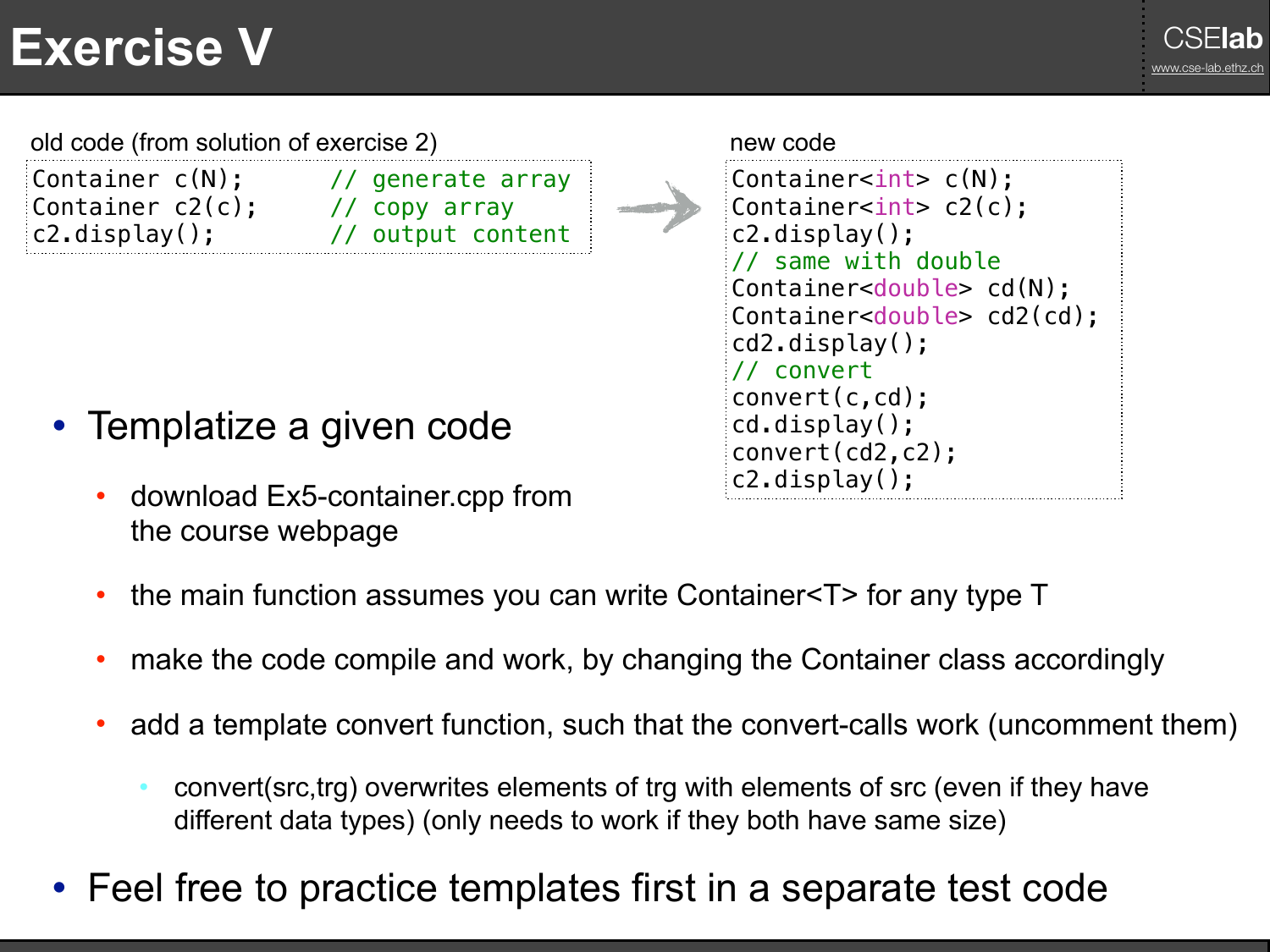# Exercise V

old code (from solution of exercise 2)

```
Container c(N);      // generate array
Container c2(c);     // copy array
c2.display();        // output content
```

new code

```
Container<int> c(N);
Container<int> c2(c);
c2.display();
// same with double
Container<double> cd(N);
Container<double> cd2(cd);
cd2.display();
// convert
convert(c,cd);
cd.display();
convert(cd2,c2);
c2.display();
```

- Templatize a given code
  - download Ex5-container.cpp from the course webpage
  - the main function assumes you can write Container<T> for any type T
  - make the code compile and work, by changing the Container class accordingly
  - add a template convert function, such that the convert-calls work (uncomment them)
    - convert(src,trg) overwrites elements of trg with elements of src (even if they have different data types) (only needs to work if they both have same size)
- Feel free to practice templates first in a separate test code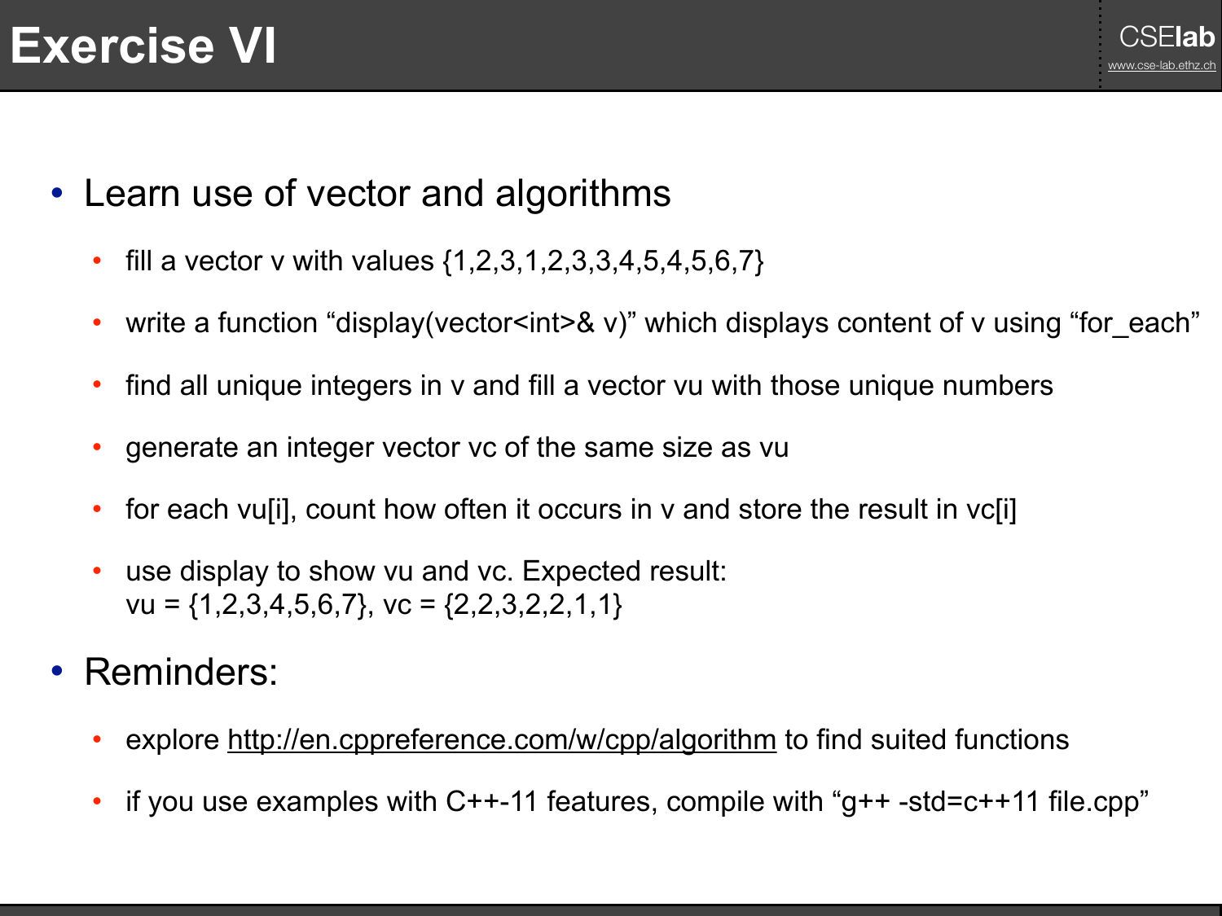# Exercise VI

- Learn use of vector and algorithms
  - fill a vector v with values {1,2,3,1,2,3,3,4,5,4,5,6,7}
  - write a function “display(vector<int>& v)” which displays content of v using “for_each”
  - find all unique integers in v and fill a vector vu with those unique numbers
  - generate an integer vector vc of the same size as vu
  - for each vu[i], count how often it occurs in v and store the result in vc[i]
  - use display to show vu and vc. Expected result:
    vu = {1,2,3,4,5,6,7}, vc = {2,2,3,2,2,1,1}
- Reminders:
  - explore http://en.cppreference.com/w/cpp/algorithm to find suited functions
  - if you use examples with C++-11 features, compile with “g++ -std=c++11 file.cpp”